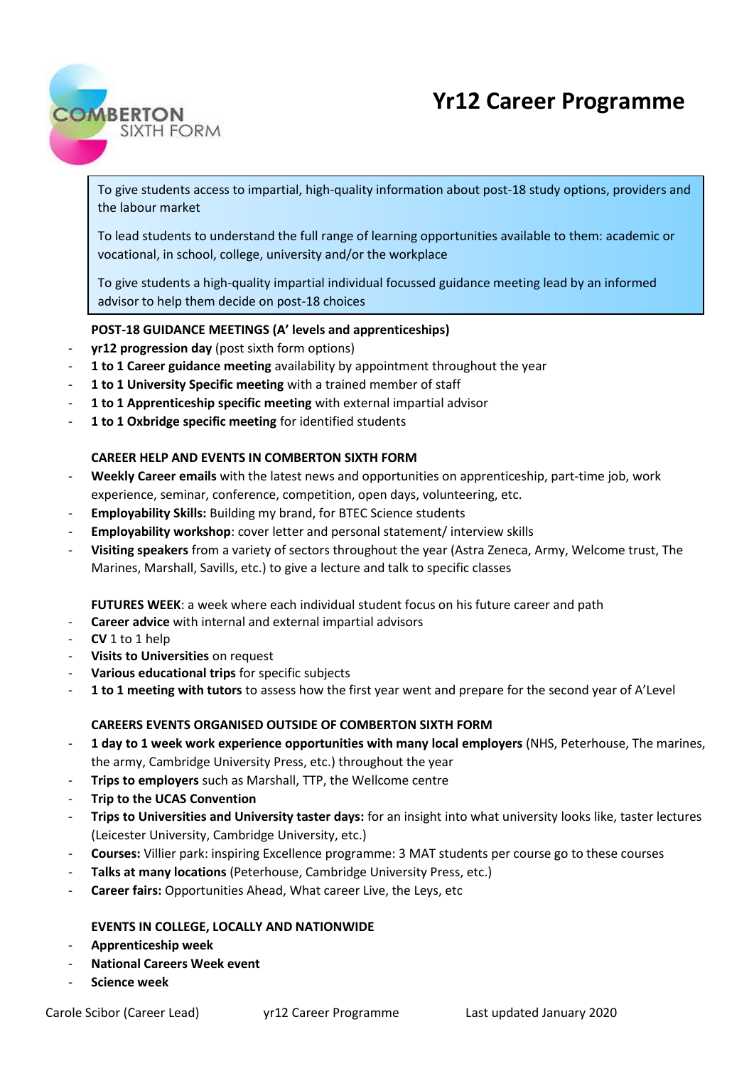# Yr12 Career Programme

COMBERTON SIXTH FORM

> To give students access to impartial, high-quality information about post-18 study options, providers and the labour market
>
> To lead students to understand the full range of learning opportunities available to them: academic or vocational, in school, college, university and/or the workplace
>
> To give students a high-quality impartial individual focussed guidance meeting lead by an informed advisor to help them decide on post-18 choices

**POST-18 GUIDANCE MEETINGS (A' levels and apprenticeships)**

- **yr12 progression day** (post sixth form options)
- **1 to 1 Career guidance meeting** availability by appointment throughout the year
- **1 to 1 University Specific meeting** with a trained member of staff
- **1 to 1 Apprenticeship specific meeting** with external impartial advisor
- **1 to 1 Oxbridge specific meeting** for identified students

**CAREER HELP AND EVENTS IN COMBERTON SIXTH FORM**

- **Weekly Career emails** with the latest news and opportunities on apprenticeship, part-time job, work experience, seminar, conference, competition, open days, volunteering, etc.
- **Employability Skills:** Building my brand, for BTEC Science students
- **Employability workshop**: cover letter and personal statement/ interview skills
- **Visiting speakers** from a variety of sectors throughout the year (Astra Zeneca, Army, Welcome trust, The Marines, Marshall, Savills, etc.) to give a lecture and talk to specific classes

**FUTURES WEEK**: a week where each individual student focus on his future career and path

- **Career advice** with internal and external impartial advisors
- **CV** 1 to 1 help
- **Visits to Universities** on request
- **Various educational trips** for specific subjects
- **1 to 1 meeting with tutors** to assess how the first year went and prepare for the second year of A'Level

**CAREERS EVENTS ORGANISED OUTSIDE OF COMBERTON SIXTH FORM**

- **1 day to 1 week work experience opportunities with many local employers** (NHS, Peterhouse, The marines, the army, Cambridge University Press, etc.) throughout the year
- **Trips to employers** such as Marshall, TTP, the Wellcome centre
- **Trip to the UCAS Convention**
- **Trips to Universities and University taster days:** for an insight into what university looks like, taster lectures (Leicester University, Cambridge University, etc.)
- **Courses:** Villier park: inspiring Excellence programme: 3 MAT students per course go to these courses
- **Talks at many locations** (Peterhouse, Cambridge University Press, etc.)
- **Career fairs:** Opportunities Ahead, What career Live, the Leys, etc

**EVENTS IN COLLEGE, LOCALLY AND NATIONWIDE**

- **Apprenticeship week**
- **National Careers Week event**
- **Science week**

Carole Scibor (Career Lead) yr12 Career Programme Last updated January 2020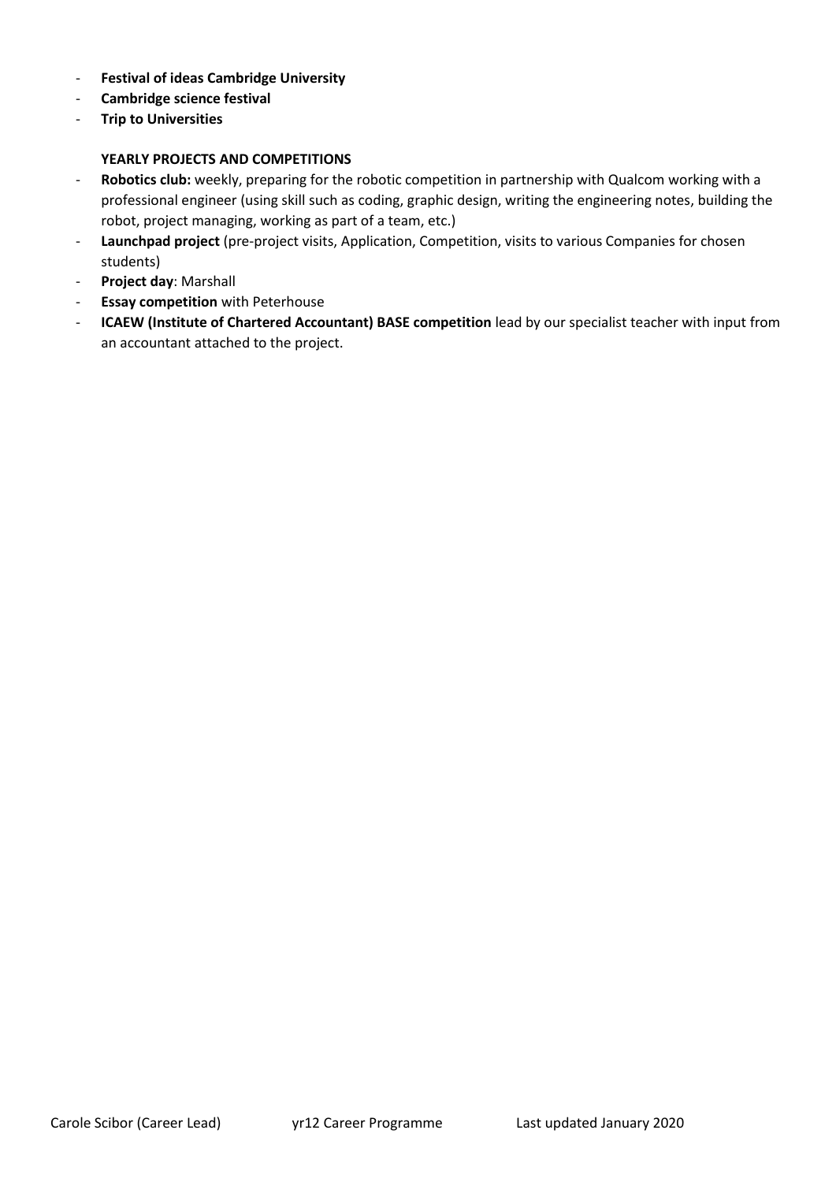- **Festival of ideas Cambridge University**
- **Cambridge science festival**
- **Trip to Universities**

**YEARLY PROJECTS AND COMPETITIONS**

- **Robotics club:** weekly, preparing for the robotic competition in partnership with Qualcom working with a professional engineer (using skill such as coding, graphic design, writing the engineering notes, building the robot, project managing, working as part of a team, etc.)
- **Launchpad project** (pre-project visits, Application, Competition, visits to various Companies for chosen students)
- **Project day**: Marshall
- **Essay competition** with Peterhouse
- **ICAEW (Institute of Chartered Accountant) BASE competition** lead by our specialist teacher with input from an accountant attached to the project.